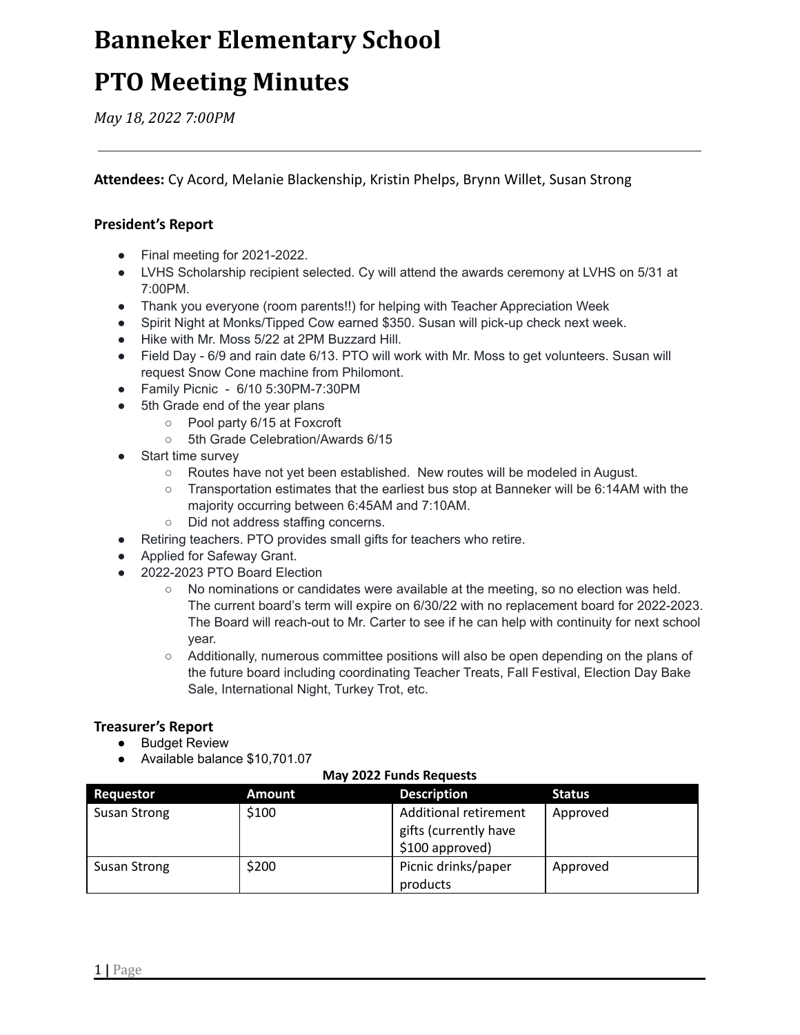# Banneker Elementary School

# PTO Meeting Minutes

*May 18, 2022 7:00PM*

---

**Attendees:** Cy Acord, Melanie Blackenship, Kristin Phelps, Brynn Willet, Susan Strong

### President's Report

- Final meeting for 2021-2022.
- LVHS Scholarship recipient selected. Cy will attend the awards ceremony at LVHS on 5/31 at 7:00PM.
- Thank you everyone (room parents!!) for helping with Teacher Appreciation Week
- Spirit Night at Monks/Tipped Cow earned $350. Susan will pick-up check next week.
- Hike with Mr. Moss 5/22 at 2PM Buzzard Hill.
- Field Day - 6/9 and rain date 6/13. PTO will work with Mr. Moss to get volunteers. Susan will request Snow Cone machine from Philomont.
- Family Picnic - 6/10 5:30PM-7:30PM
- 5th Grade end of the year plans
  - Pool party 6/15 at Foxcroft
  - 5th Grade Celebration/Awards 6/15
- Start time survey
  - Routes have not yet been established. New routes will be modeled in August.
  - Transportation estimates that the earliest bus stop at Banneker will be 6:14AM with the majority occurring between 6:45AM and 7:10AM.
  - Did not address staffing concerns.
- Retiring teachers. PTO provides small gifts for teachers who retire.
- Applied for Safeway Grant.
- 2022-2023 PTO Board Election
  - No nominations or candidates were available at the meeting, so no election was held. The current board's term will expire on 6/30/22 with no replacement board for 2022-2023. The Board will reach-out to Mr. Carter to see if he can help with continuity for next school year.
  - Additionally, numerous committee positions will also be open depending on the plans of the future board including coordinating Teacher Treats, Fall Festival, Election Day Bake Sale, International Night, Turkey Trot, etc.

### Treasurer's Report

- Budget Review
- Available balance $10,701.07

**May 2022 Funds Requests**

| Requestor | Amount | Description | Status |
|---|---|---|---|
| Susan Strong | $100 | Additional retirement gifts (currently have $100 approved) | Approved |
| Susan Strong | $200 | Picnic drinks/paper products | Approved |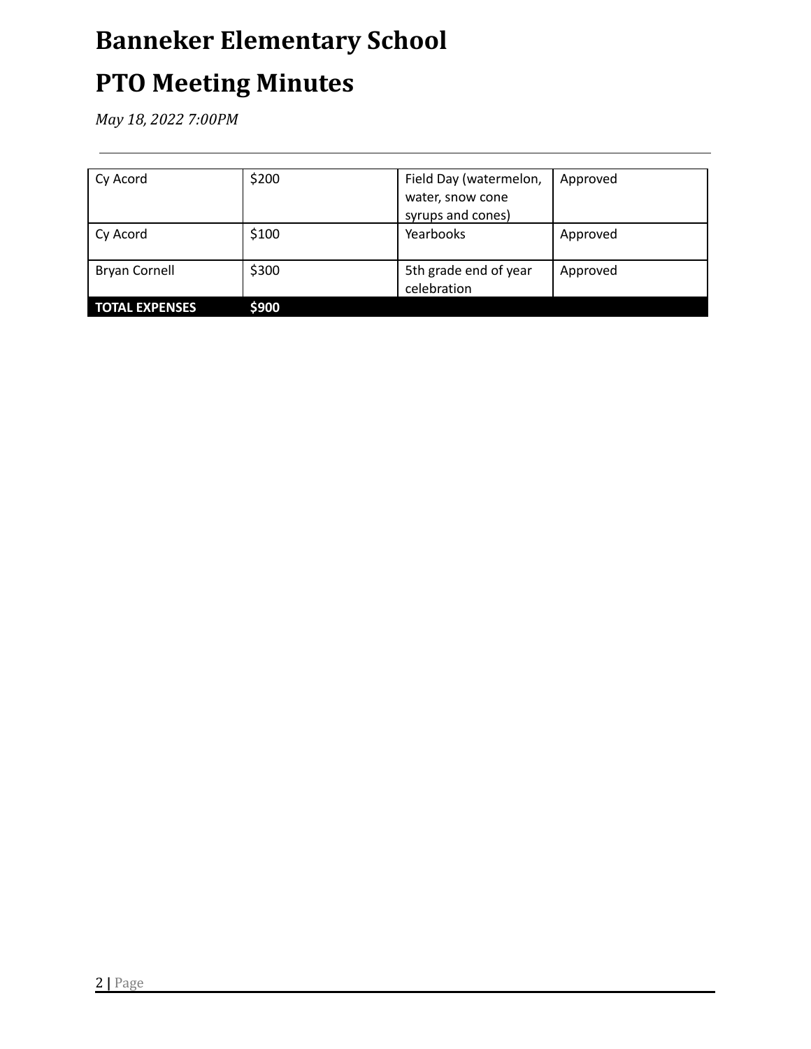| | | | |
|---|---|---|---|
| Cy Acord | $200 | Field Day (watermelon, water, snow cone syrups and cones) | Approved |
| Cy Acord | $100 | Yearbooks | Approved |
| Bryan Cornell | $300 | 5th grade end of year celebration | Approved |
| **TOTAL EXPENSES** | **$900** | | |